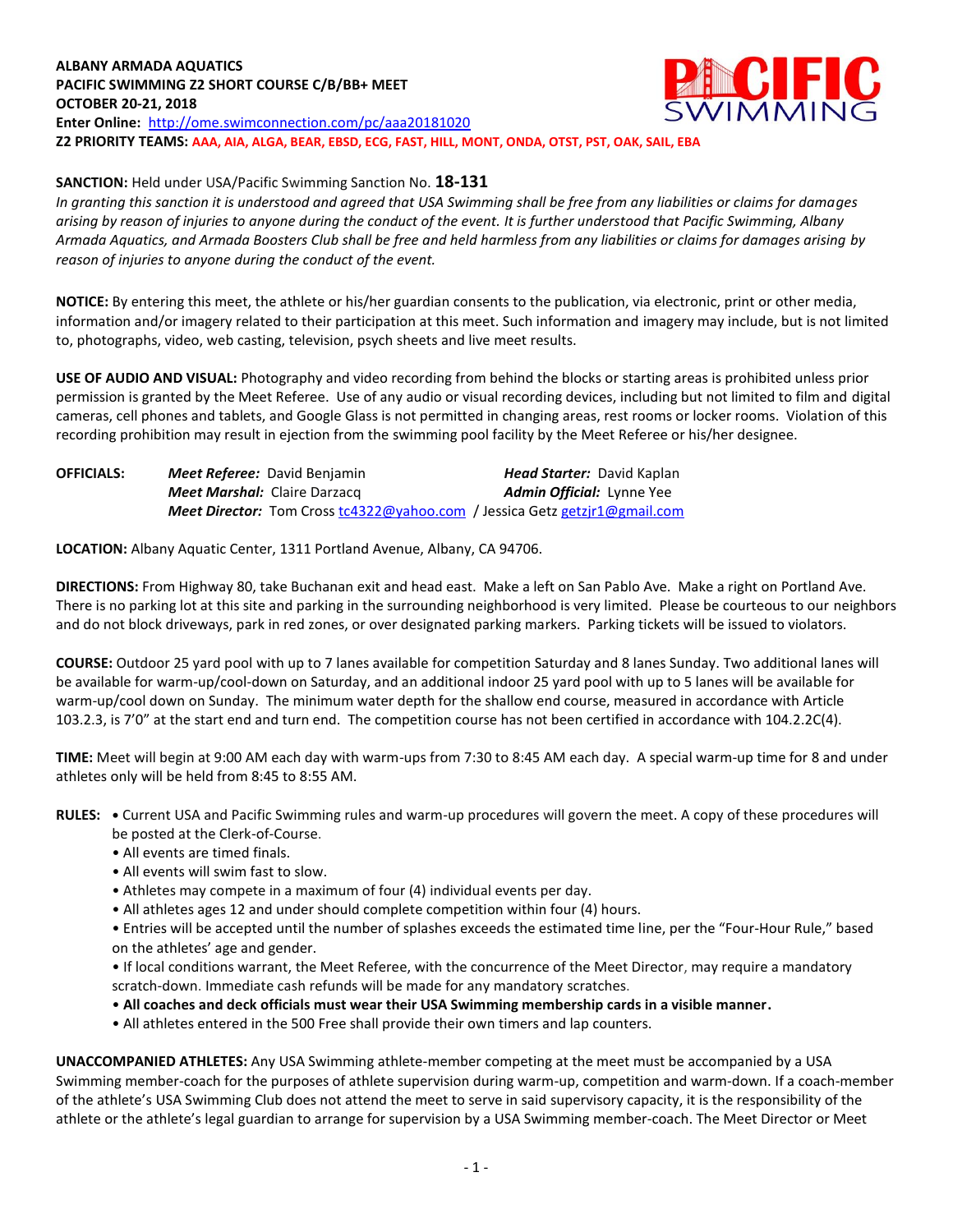**ALBANY ARMADA AQUATICS**
**PACIFIC SWIMMING Z2 SHORT COURSE C/B/BB+ MEET**
**OCTOBER 20-21, 2018**
**Enter Online:** http://ome.swimconnection.com/pc/aaa20181020
**Z2 PRIORITY TEAMS:** **AAA, AIA, ALGA, BEAR, EBSD, ECG, FAST, HILL, MONT, ONDA, OTST, PST, OAK, SAIL, EBA**

**SANCTION:** Held under USA/Pacific Swimming Sanction No. **18-131**
*In granting this sanction it is understood and agreed that USA Swimming shall be free from any liabilities or claims for damages arising by reason of injuries to anyone during the conduct of the event. It is further understood that Pacific Swimming, Albany Armada Aquatics, and Armada Boosters Club shall be free and held harmless from any liabilities or claims for damages arising by reason of injuries to anyone during the conduct of the event.*

**NOTICE:** By entering this meet, the athlete or his/her guardian consents to the publication, via electronic, print or other media, information and/or imagery related to their participation at this meet. Such information and imagery may include, but is not limited to, photographs, video, web casting, television, psych sheets and live meet results.

**USE OF AUDIO AND VISUAL:** Photography and video recording from behind the blocks or starting areas is prohibited unless prior permission is granted by the Meet Referee. Use of any audio or visual recording devices, including but not limited to film and digital cameras, cell phones and tablets, and Google Glass is not permitted in changing areas, rest rooms or locker rooms. Violation of this recording prohibition may result in ejection from the swimming pool facility by the Meet Referee or his/her designee.

**OFFICIALS:**
*Meet Referee:* David Benjamin
*Head Starter:* David Kaplan
*Meet Marshal:* Claire Darzacq
*Admin Official:* Lynne Yee
*Meet Director:* Tom Cross tc4322@yahoo.com / Jessica Getz getzjr1@gmail.com

**LOCATION:** Albany Aquatic Center, 1311 Portland Avenue, Albany, CA 94706.

**DIRECTIONS:** From Highway 80, take Buchanan exit and head east. Make a left on San Pablo Ave. Make a right on Portland Ave. There is no parking lot at this site and parking in the surrounding neighborhood is very limited. Please be courteous to our neighbors and do not block driveways, park in red zones, or over designated parking markers. Parking tickets will be issued to violators.

**COURSE:** Outdoor 25 yard pool with up to 7 lanes available for competition Saturday and 8 lanes Sunday. Two additional lanes will be available for warm-up/cool-down on Saturday, and an additional indoor 25 yard pool with up to 5 lanes will be available for warm-up/cool down on Sunday. The minimum water depth for the shallow end course, measured in accordance with Article 103.2.3, is 7'0" at the start end and turn end. The competition course has not been certified in accordance with 104.2.2C(4).

**TIME:** Meet will begin at 9:00 AM each day with warm-ups from 7:30 to 8:45 AM each day. A special warm-up time for 8 and under athletes only will be held from 8:45 to 8:55 AM.

**RULES:**
- Current USA and Pacific Swimming rules and warm-up procedures will govern the meet. A copy of these procedures will be posted at the Clerk-of-Course.
- All events are timed finals.
- All events will swim fast to slow.
- Athletes may compete in a maximum of four (4) individual events per day.
- All athletes ages 12 and under should complete competition within four (4) hours.
- Entries will be accepted until the number of splashes exceeds the estimated time line, per the "Four-Hour Rule," based on the athletes' age and gender.
- If local conditions warrant, the Meet Referee, with the concurrence of the Meet Director, may require a mandatory scratch-down. Immediate cash refunds will be made for any mandatory scratches.
- **All coaches and deck officials must wear their USA Swimming membership cards in a visible manner.**
- All athletes entered in the 500 Free shall provide their own timers and lap counters.

**UNACCOMPANIED ATHLETES:** Any USA Swimming athlete-member competing at the meet must be accompanied by a USA Swimming member-coach for the purposes of athlete supervision during warm-up, competition and warm-down. If a coach-member of the athlete's USA Swimming Club does not attend the meet to serve in said supervisory capacity, it is the responsibility of the athlete or the athlete's legal guardian to arrange for supervision by a USA Swimming member-coach. The Meet Director or Meet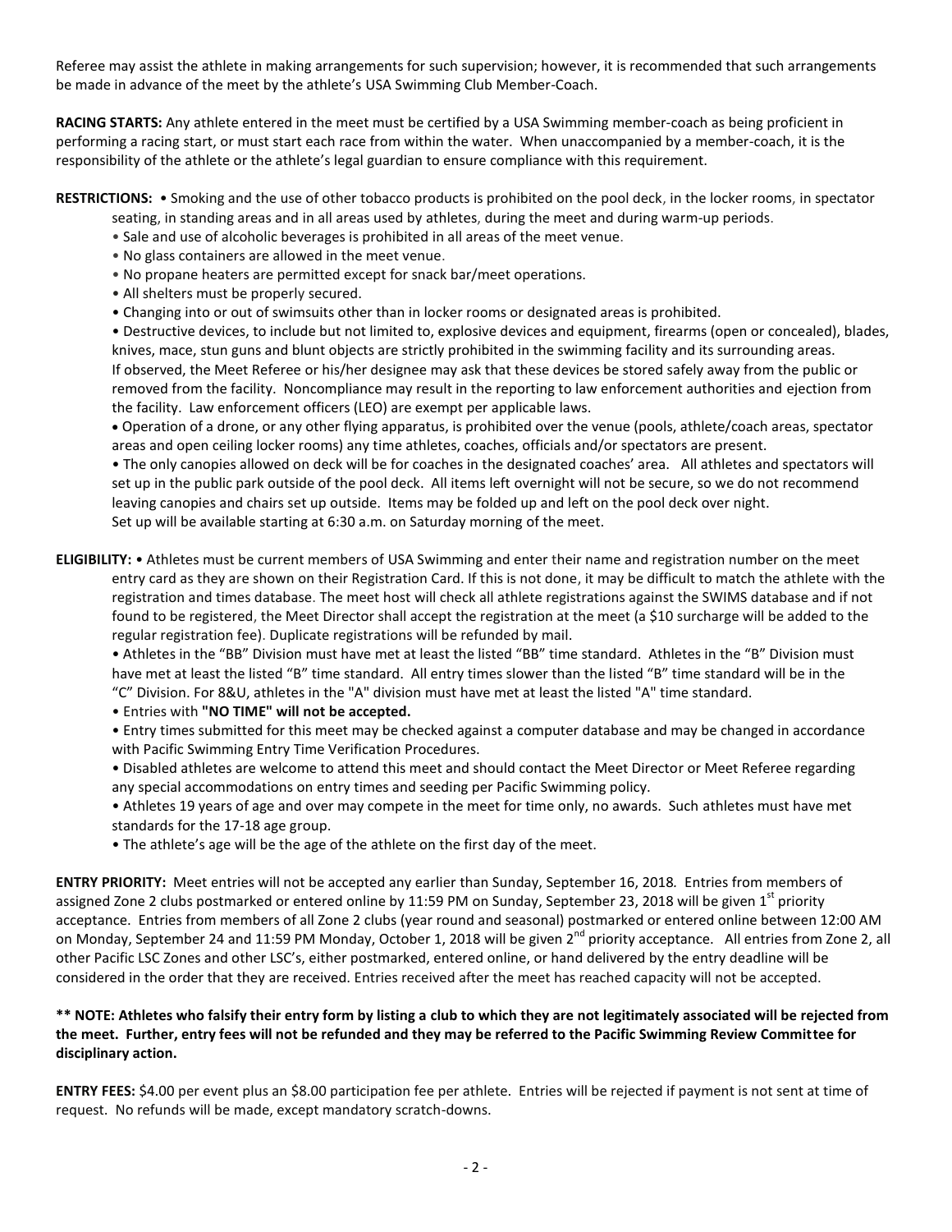Referee may assist the athlete in making arrangements for such supervision; however, it is recommended that such arrangements be made in advance of the meet by the athlete's USA Swimming Club Member-Coach.

**RACING STARTS:** Any athlete entered in the meet must be certified by a USA Swimming member-coach as being proficient in performing a racing start, or must start each race from within the water. When unaccompanied by a member-coach, it is the responsibility of the athlete or the athlete's legal guardian to ensure compliance with this requirement.

**RESTRICTIONS:** • Smoking and the use of other tobacco products is prohibited on the pool deck, in the locker rooms, in spectator seating, in standing areas and in all areas used by athletes, during the meet and during warm-up periods.

- Sale and use of alcoholic beverages is prohibited in all areas of the meet venue.
- No glass containers are allowed in the meet venue.
- No propane heaters are permitted except for snack bar/meet operations.
- All shelters must be properly secured.
- Changing into or out of swimsuits other than in locker rooms or designated areas is prohibited.
- Destructive devices, to include but not limited to, explosive devices and equipment, firearms (open or concealed), blades, knives, mace, stun guns and blunt objects are strictly prohibited in the swimming facility and its surrounding areas. If observed, the Meet Referee or his/her designee may ask that these devices be stored safely away from the public or removed from the facility. Noncompliance may result in the reporting to law enforcement authorities and ejection from the facility. Law enforcement officers (LEO) are exempt per applicable laws.
- Operation of a drone, or any other flying apparatus, is prohibited over the venue (pools, athlete/coach areas, spectator areas and open ceiling locker rooms) any time athletes, coaches, officials and/or spectators are present.
- The only canopies allowed on deck will be for coaches in the designated coaches' area. All athletes and spectators will set up in the public park outside of the pool deck. All items left overnight will not be secure, so we do not recommend leaving canopies and chairs set up outside. Items may be folded up and left on the pool deck over night. Set up will be available starting at 6:30 a.m. on Saturday morning of the meet.

**ELIGIBILITY:** • Athletes must be current members of USA Swimming and enter their name and registration number on the meet entry card as they are shown on their Registration Card. If this is not done, it may be difficult to match the athlete with the registration and times database. The meet host will check all athlete registrations against the SWIMS database and if not found to be registered, the Meet Director shall accept the registration at the meet (a $10 surcharge will be added to the regular registration fee). Duplicate registrations will be refunded by mail.

- Athletes in the "BB" Division must have met at least the listed "BB" time standard. Athletes in the "B" Division must have met at least the listed "B" time standard. All entry times slower than the listed "B" time standard will be in the "C" Division. For 8&U, athletes in the "A" division must have met at least the listed "A" time standard.
- Entries with **"NO TIME" will not be accepted.**
- Entry times submitted for this meet may be checked against a computer database and may be changed in accordance with Pacific Swimming Entry Time Verification Procedures.
- Disabled athletes are welcome to attend this meet and should contact the Meet Director or Meet Referee regarding any special accommodations on entry times and seeding per Pacific Swimming policy.
- Athletes 19 years of age and over may compete in the meet for time only, no awards. Such athletes must have met standards for the 17-18 age group.
- The athlete's age will be the age of the athlete on the first day of the meet.

**ENTRY PRIORITY:** Meet entries will not be accepted any earlier than Sunday, September 16, 2018. Entries from members of assigned Zone 2 clubs postmarked or entered online by 11:59 PM on Sunday, September 23, 2018 will be given 1st priority acceptance. Entries from members of all Zone 2 clubs (year round and seasonal) postmarked or entered online between 12:00 AM on Monday, September 24 and 11:59 PM Monday, October 1, 2018 will be given 2nd priority acceptance. All entries from Zone 2, all other Pacific LSC Zones and other LSC's, either postmarked, entered online, or hand delivered by the entry deadline will be considered in the order that they are received. Entries received after the meet has reached capacity will not be accepted.

**\*\* NOTE: Athletes who falsify their entry form by listing a club to which they are not legitimately associated will be rejected from the meet. Further, entry fees will not be refunded and they may be referred to the Pacific Swimming Review Committee for disciplinary action.**

**ENTRY FEES:** $4.00 per event plus an $8.00 participation fee per athlete. Entries will be rejected if payment is not sent at time of request. No refunds will be made, except mandatory scratch-downs.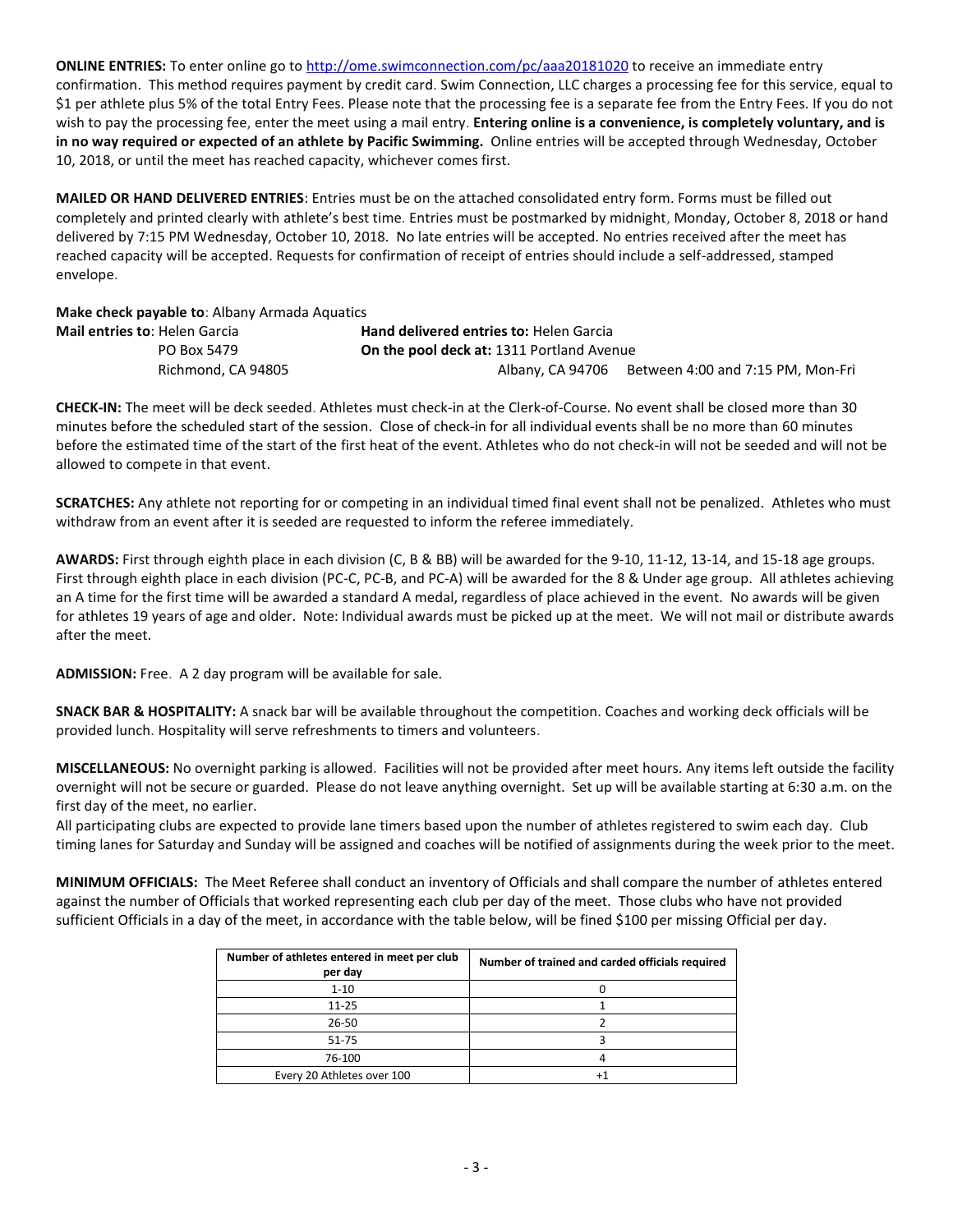**ONLINE ENTRIES:** To enter online go to http://ome.swimconnection.com/pc/aaa20181020 to receive an immediate entry confirmation. This method requires payment by credit card. Swim Connection, LLC charges a processing fee for this service, equal to $1 per athlete plus 5% of the total Entry Fees. Please note that the processing fee is a separate fee from the Entry Fees. If you do not wish to pay the processing fee, enter the meet using a mail entry. **Entering online is a convenience, is completely voluntary, and is in no way required or expected of an athlete by Pacific Swimming.** Online entries will be accepted through Wednesday, October 10, 2018, or until the meet has reached capacity, whichever comes first.

**MAILED OR HAND DELIVERED ENTRIES**: Entries must be on the attached consolidated entry form. Forms must be filled out completely and printed clearly with athlete's best time. Entries must be postmarked by midnight, Monday, October 8, 2018 or hand delivered by 7:15 PM Wednesday, October 10, 2018. No late entries will be accepted. No entries received after the meet has reached capacity will be accepted. Requests for confirmation of receipt of entries should include a self-addressed, stamped envelope.

**Make check payable to**: Albany Armada Aquatics

**Mail entries to**: Helen Garcia
PO Box 5479
Richmond, CA 94805

**Hand delivered entries to:** Helen Garcia
**On the pool deck at:** 1311 Portland Avenue
Albany, CA 94706 Between 4:00 and 7:15 PM, Mon-Fri

**CHECK-IN:** The meet will be deck seeded. Athletes must check-in at the Clerk-of-Course. No event shall be closed more than 30 minutes before the scheduled start of the session. Close of check-in for all individual events shall be no more than 60 minutes before the estimated time of the start of the first heat of the event. Athletes who do not check-in will not be seeded and will not be allowed to compete in that event.

**SCRATCHES:** Any athlete not reporting for or competing in an individual timed final event shall not be penalized. Athletes who must withdraw from an event after it is seeded are requested to inform the referee immediately.

**AWARDS:** First through eighth place in each division (C, B & BB) will be awarded for the 9-10, 11-12, 13-14, and 15-18 age groups. First through eighth place in each division (PC-C, PC-B, and PC-A) will be awarded for the 8 & Under age group. All athletes achieving an A time for the first time will be awarded a standard A medal, regardless of place achieved in the event. No awards will be given for athletes 19 years of age and older. Note: Individual awards must be picked up at the meet. We will not mail or distribute awards after the meet.

**ADMISSION:** Free. A 2 day program will be available for sale.

**SNACK BAR & HOSPITALITY:** A snack bar will be available throughout the competition. Coaches and working deck officials will be provided lunch. Hospitality will serve refreshments to timers and volunteers.

**MISCELLANEOUS:** No overnight parking is allowed. Facilities will not be provided after meet hours. Any items left outside the facility overnight will not be secure or guarded. Please do not leave anything overnight. Set up will be available starting at 6:30 a.m. on the first day of the meet, no earlier.
All participating clubs are expected to provide lane timers based upon the number of athletes registered to swim each day. Club timing lanes for Saturday and Sunday will be assigned and coaches will be notified of assignments during the week prior to the meet.

**MINIMUM OFFICIALS:** The Meet Referee shall conduct an inventory of Officials and shall compare the number of athletes entered against the number of Officials that worked representing each club per day of the meet. Those clubs who have not provided sufficient Officials in a day of the meet, in accordance with the table below, will be fined $100 per missing Official per day.

| Number of athletes entered in meet per club per day | Number of trained and carded officials required |
|---|---|
| 1-10 | 0 |
| 11-25 | 1 |
| 26-50 | 2 |
| 51-75 | 3 |
| 76-100 | 4 |
| Every 20 Athletes over 100 | +1 |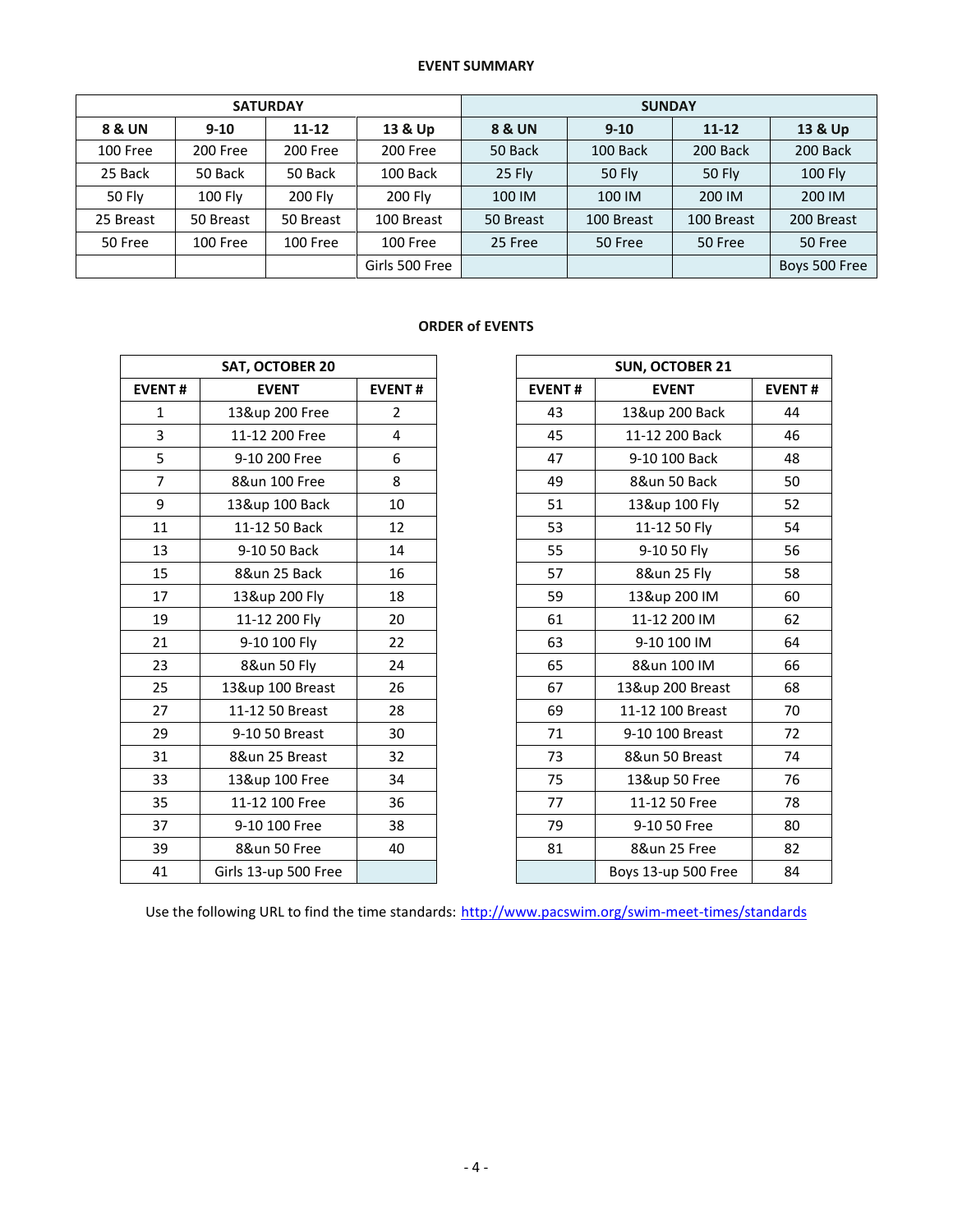## EVENT SUMMARY

| SATURDAY | | | | SUNDAY | | | |
|---|---|---|---|---|---|---|---|
| **8 & UN** | **9-10** | **11-12** | **13 & Up** | **8 & UN** | **9-10** | **11-12** | **13 & Up** |
| 100 Free | 200 Free | 200 Free | 200 Free | 50 Back | 100 Back | 200 Back | 200 Back |
| 25 Back | 50 Back | 50 Back | 100 Back | 25 Fly | 50 Fly | 50 Fly | 100 Fly |
| 50 Fly | 100 Fly | 200 Fly | 200 Fly | 100 IM | 100 IM | 200 IM | 200 IM |
| 25 Breast | 50 Breast | 50 Breast | 100 Breast | 50 Breast | 100 Breast | 100 Breast | 200 Breast |
| 50 Free | 100 Free | 100 Free | 100 Free | 25 Free | 50 Free | 50 Free | 50 Free |
| | | | Girls 500 Free | | | | Boys 500 Free |

## ORDER of EVENTS

| SAT, OCTOBER 20 | | |
|---|---|---|
| **EVENT #** | **EVENT** | **EVENT #** |
| 1 | 13&up 200 Free | 2 |
| 3 | 11-12 200 Free | 4 |
| 5 | 9-10 200 Free | 6 |
| 7 | 8&un 100 Free | 8 |
| 9 | 13&up 100 Back | 10 |
| 11 | 11-12 50 Back | 12 |
| 13 | 9-10 50 Back | 14 |
| 15 | 8&un 25 Back | 16 |
| 17 | 13&up 200 Fly | 18 |
| 19 | 11-12 200 Fly | 20 |
| 21 | 9-10 100 Fly | 22 |
| 23 | 8&un 50 Fly | 24 |
| 25 | 13&up 100 Breast | 26 |
| 27 | 11-12 50 Breast | 28 |
| 29 | 9-10 50 Breast | 30 |
| 31 | 8&un 25 Breast | 32 |
| 33 | 13&up 100 Free | 34 |
| 35 | 11-12 100 Free | 36 |
| 37 | 9-10 100 Free | 38 |
| 39 | 8&un 50 Free | 40 |
| 41 | Girls 13-up 500 Free | |

| SUN, OCTOBER 21 | | |
|---|---|---|
| **EVENT #** | **EVENT** | **EVENT #** |
| 43 | 13&up 200 Back | 44 |
| 45 | 11-12 200 Back | 46 |
| 47 | 9-10 100 Back | 48 |
| 49 | 8&un 50 Back | 50 |
| 51 | 13&up 100 Fly | 52 |
| 53 | 11-12 50 Fly | 54 |
| 55 | 9-10 50 Fly | 56 |
| 57 | 8&un 25 Fly | 58 |
| 59 | 13&up 200 IM | 60 |
| 61 | 11-12 200 IM | 62 |
| 63 | 9-10 100 IM | 64 |
| 65 | 8&un 100 IM | 66 |
| 67 | 13&up 200 Breast | 68 |
| 69 | 11-12 100 Breast | 70 |
| 71 | 9-10 100 Breast | 72 |
| 73 | 8&un 50 Breast | 74 |
| 75 | 13&up 50 Free | 76 |
| 77 | 11-12 50 Free | 78 |
| 79 | 9-10 50 Free | 80 |
| 81 | 8&un 25 Free | 82 |
| | Boys 13-up 500 Free | 84 |

Use the following URL to find the time standards: http://www.pacswim.org/swim-meet-times/standards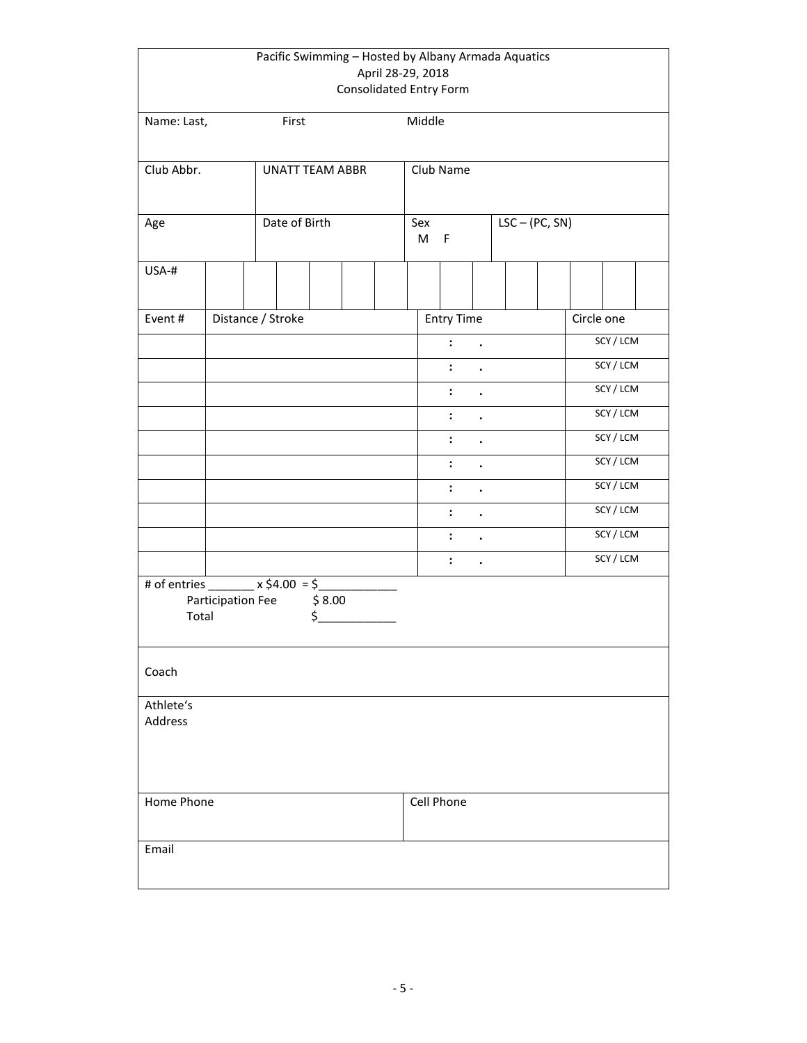Pacific Swimming – Hosted by Albany Armada Aquatics
April 28-29, 2018
Consolidated Entry Form

| | | | |
|---|---|---|---|
| Name: Last, | First | Middle | |
| Club Abbr. | UNATT TEAM ABBR | Club Name | |
| Age | Date of Birth | Sex M F | LSC – (PC, SN) |
| USA-# | | | |

| Event # | Distance / Stroke | Entry Time | Circle one |
|---|---|---|---|
| | | : . | SCY / LCM |
| | | : . | SCY / LCM |
| | | : . | SCY / LCM |
| | | : . | SCY / LCM |
| | | : . | SCY / LCM |
| | | : . | SCY / LCM |
| | | : . | SCY / LCM |
| | | : . | SCY / LCM |
| | | : . | SCY / LCM |
| | | : . | SCY / LCM |

# of entries _______ x $4.00 = $____________
Participation Fee $ 8.00
Total $____________

| | |
|---|---|
| Coach | |
| Athlete's Address | |
| Home Phone | Cell Phone |
| Email | |